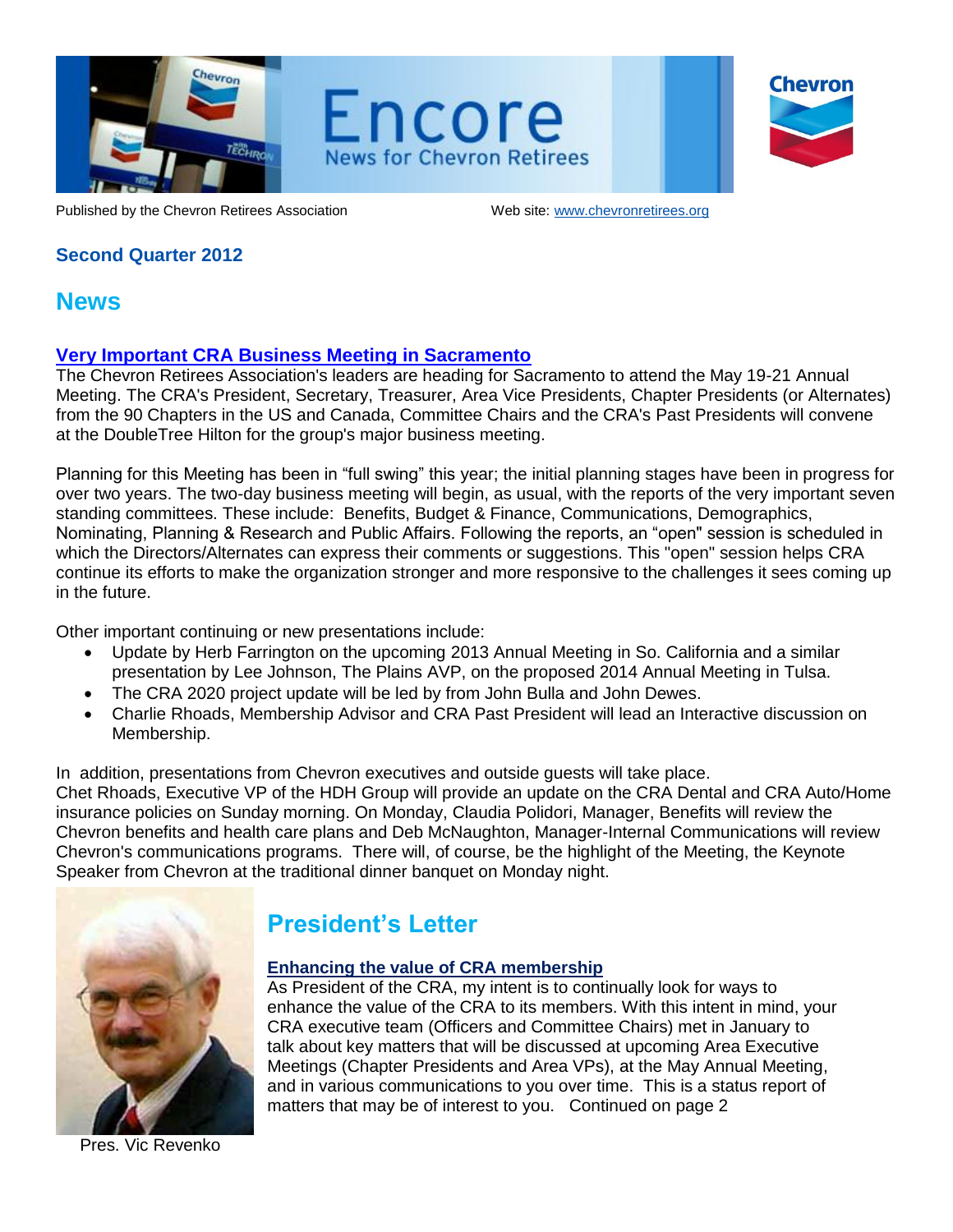# Encore

News for Chevron Retirees

Published by the Chevron Retirees Association

Web site: www.chevronretirees.org

### Second Quarter 2012

## News

### Very Important CRA Business Meeting in Sacramento

The Chevron Retirees Association's leaders are heading for Sacramento to attend the May 19-21 Annual Meeting. The CRA's President, Secretary, Treasurer, Area Vice Presidents, Chapter Presidents (or Alternates) from the 90 Chapters in the US and Canada, Committee Chairs and the CRA's Past Presidents will convene at the DoubleTree Hilton for the group's major business meeting.

Planning for this Meeting has been in "full swing" this year; the initial planning stages have been in progress for over two years. The two-day business meeting will begin, as usual, with the reports of the very important seven standing committees. These include: Benefits, Budget & Finance, Communications, Demographics, Nominating, Planning & Research and Public Affairs. Following the reports, an "open" session is scheduled in which the Directors/Alternates can express their comments or suggestions. This "open" session helps CRA continue its efforts to make the organization stronger and more responsive to the challenges it sees coming up in the future.

Other important continuing or new presentations include:

- Update by Herb Farrington on the upcoming 2013 Annual Meeting in So. California and a similar presentation by Lee Johnson, The Plains AVP, on the proposed 2014 Annual Meeting in Tulsa.
- The CRA 2020 project update will be led by from John Bulla and John Dewes.
- Charlie Rhoads, Membership Advisor and CRA Past President will lead an Interactive discussion on Membership.

In addition, presentations from Chevron executives and outside guests will take place.
Chet Rhoads, Executive VP of the HDH Group will provide an update on the CRA Dental and CRA Auto/Home insurance policies on Sunday morning. On Monday, Claudia Polidori, Manager, Benefits will review the Chevron benefits and health care plans and Deb McNaughton, Manager-Internal Communications will review Chevron's communications programs. There will, of course, be the highlight of the Meeting, the Keynote Speaker from Chevron at the traditional dinner banquet on Monday night.

## President's Letter

Pres. Vic Revenko

### Enhancing the value of CRA membership

As President of the CRA, my intent is to continually look for ways to enhance the value of the CRA to its members. With this intent in mind, your CRA executive team (Officers and Committee Chairs) met in January to talk about key matters that will be discussed at upcoming Area Executive Meetings (Chapter Presidents and Area VPs), at the May Annual Meeting, and in various communications to you over time. This is a status report of matters that may be of interest to you. Continued on page 2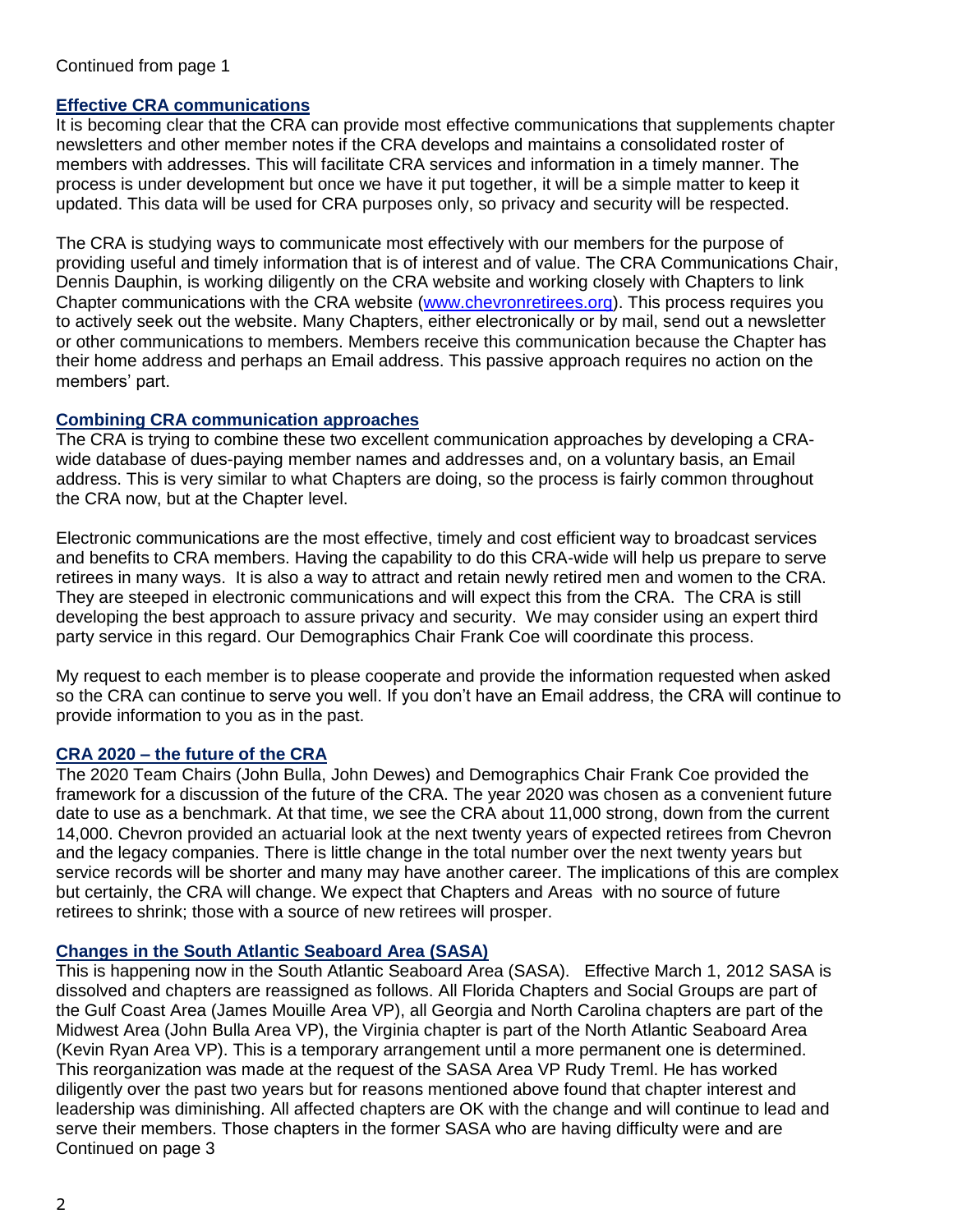Continued from page 1

## Effective CRA communications

It is becoming clear that the CRA can provide most effective communications that supplements chapter newsletters and other member notes if the CRA develops and maintains a consolidated roster of members with addresses. This will facilitate CRA services and information in a timely manner. The process is under development but once we have it put together, it will be a simple matter to keep it updated. This data will be used for CRA purposes only, so privacy and security will be respected.

The CRA is studying ways to communicate most effectively with our members for the purpose of providing useful and timely information that is of interest and of value. The CRA Communications Chair, Dennis Dauphin, is working diligently on the CRA website and working closely with Chapters to link Chapter communications with the CRA website (www.chevronretirees.org). This process requires you to actively seek out the website. Many Chapters, either electronically or by mail, send out a newsletter or other communications to members. Members receive this communication because the Chapter has their home address and perhaps an Email address. This passive approach requires no action on the members' part.

## Combining CRA communication approaches

The CRA is trying to combine these two excellent communication approaches by developing a CRA-wide database of dues-paying member names and addresses and, on a voluntary basis, an Email address. This is very similar to what Chapters are doing, so the process is fairly common throughout the CRA now, but at the Chapter level.

Electronic communications are the most effective, timely and cost efficient way to broadcast services and benefits to CRA members. Having the capability to do this CRA-wide will help us prepare to serve retirees in many ways. It is also a way to attract and retain newly retired men and women to the CRA. They are steeped in electronic communications and will expect this from the CRA. The CRA is still developing the best approach to assure privacy and security. We may consider using an expert third party service in this regard. Our Demographics Chair Frank Coe will coordinate this process.

My request to each member is to please cooperate and provide the information requested when asked so the CRA can continue to serve you well. If you don't have an Email address, the CRA will continue to provide information to you as in the past.

## CRA 2020 – the future of the CRA

The 2020 Team Chairs (John Bulla, John Dewes) and Demographics Chair Frank Coe provided the framework for a discussion of the future of the CRA. The year 2020 was chosen as a convenient future date to use as a benchmark. At that time, we see the CRA about 11,000 strong, down from the current 14,000. Chevron provided an actuarial look at the next twenty years of expected retirees from Chevron and the legacy companies. There is little change in the total number over the next twenty years but service records will be shorter and many may have another career. The implications of this are complex but certainly, the CRA will change. We expect that Chapters and Areas with no source of future retirees to shrink; those with a source of new retirees will prosper.

## Changes in the South Atlantic Seaboard Area (SASA)

This is happening now in the South Atlantic Seaboard Area (SASA). Effective March 1, 2012 SASA is dissolved and chapters are reassigned as follows. All Florida Chapters and Social Groups are part of the Gulf Coast Area (James Mouille Area VP), all Georgia and North Carolina chapters are part of the Midwest Area (John Bulla Area VP), the Virginia chapter is part of the North Atlantic Seaboard Area (Kevin Ryan Area VP). This is a temporary arrangement until a more permanent one is determined. This reorganization was made at the request of the SASA Area VP Rudy Treml. He has worked diligently over the past two years but for reasons mentioned above found that chapter interest and leadership was diminishing. All affected chapters are OK with the change and will continue to lead and serve their members. Those chapters in the former SASA who are having difficulty were and are

Continued on page 3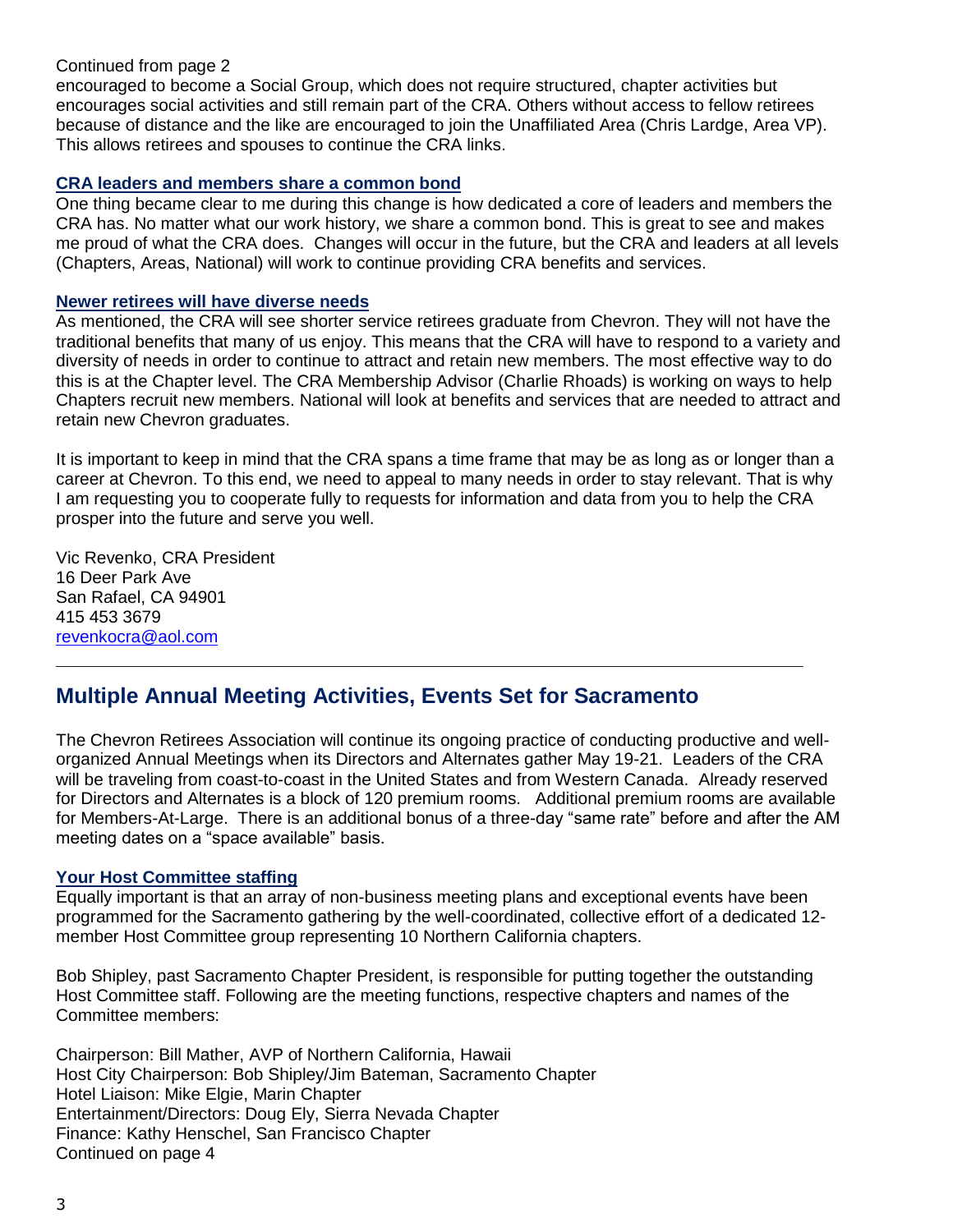Continued from page 2

encouraged to become a Social Group, which does not require structured, chapter activities but encourages social activities and still remain part of the CRA. Others without access to fellow retirees because of distance and the like are encouraged to join the Unaffiliated Area (Chris Lardge, Area VP). This allows retirees and spouses to continue the CRA links.

### CRA leaders and members share a common bond

One thing became clear to me during this change is how dedicated a core of leaders and members the CRA has. No matter what our work history, we share a common bond. This is great to see and makes me proud of what the CRA does. Changes will occur in the future, but the CRA and leaders at all levels (Chapters, Areas, National) will work to continue providing CRA benefits and services.

### Newer retirees will have diverse needs

As mentioned, the CRA will see shorter service retirees graduate from Chevron. They will not have the traditional benefits that many of us enjoy. This means that the CRA will have to respond to a variety and diversity of needs in order to continue to attract and retain new members. The most effective way to do this is at the Chapter level. The CRA Membership Advisor (Charlie Rhoads) is working on ways to help Chapters recruit new members. National will look at benefits and services that are needed to attract and retain new Chevron graduates.

It is important to keep in mind that the CRA spans a time frame that may be as long as or longer than a career at Chevron. To this end, we need to appeal to many needs in order to stay relevant. That is why I am requesting you to cooperate fully to requests for information and data from you to help the CRA prosper into the future and serve you well.

Vic Revenko, CRA President
16 Deer Park Ave
San Rafael, CA 94901
415 453 3679
revenkocra@aol.com

---

## Multiple Annual Meeting Activities, Events Set for Sacramento

The Chevron Retirees Association will continue its ongoing practice of conducting productive and well-organized Annual Meetings when its Directors and Alternates gather May 19-21. Leaders of the CRA will be traveling from coast-to-coast in the United States and from Western Canada. Already reserved for Directors and Alternates is a block of 120 premium rooms. Additional premium rooms are available for Members-At-Large. There is an additional bonus of a three-day "same rate" before and after the AM meeting dates on a "space available" basis.

### Your Host Committee staffing

Equally important is that an array of non-business meeting plans and exceptional events have been programmed for the Sacramento gathering by the well-coordinated, collective effort of a dedicated 12-member Host Committee group representing 10 Northern California chapters.

Bob Shipley, past Sacramento Chapter President, is responsible for putting together the outstanding Host Committee staff. Following are the meeting functions, respective chapters and names of the Committee members:

Chairperson: Bill Mather, AVP of Northern California, Hawaii
Host City Chairperson: Bob Shipley/Jim Bateman, Sacramento Chapter
Hotel Liaison: Mike Elgie, Marin Chapter
Entertainment/Directors: Doug Ely, Sierra Nevada Chapter
Finance: Kathy Henschel, San Francisco Chapter

Continued on page 4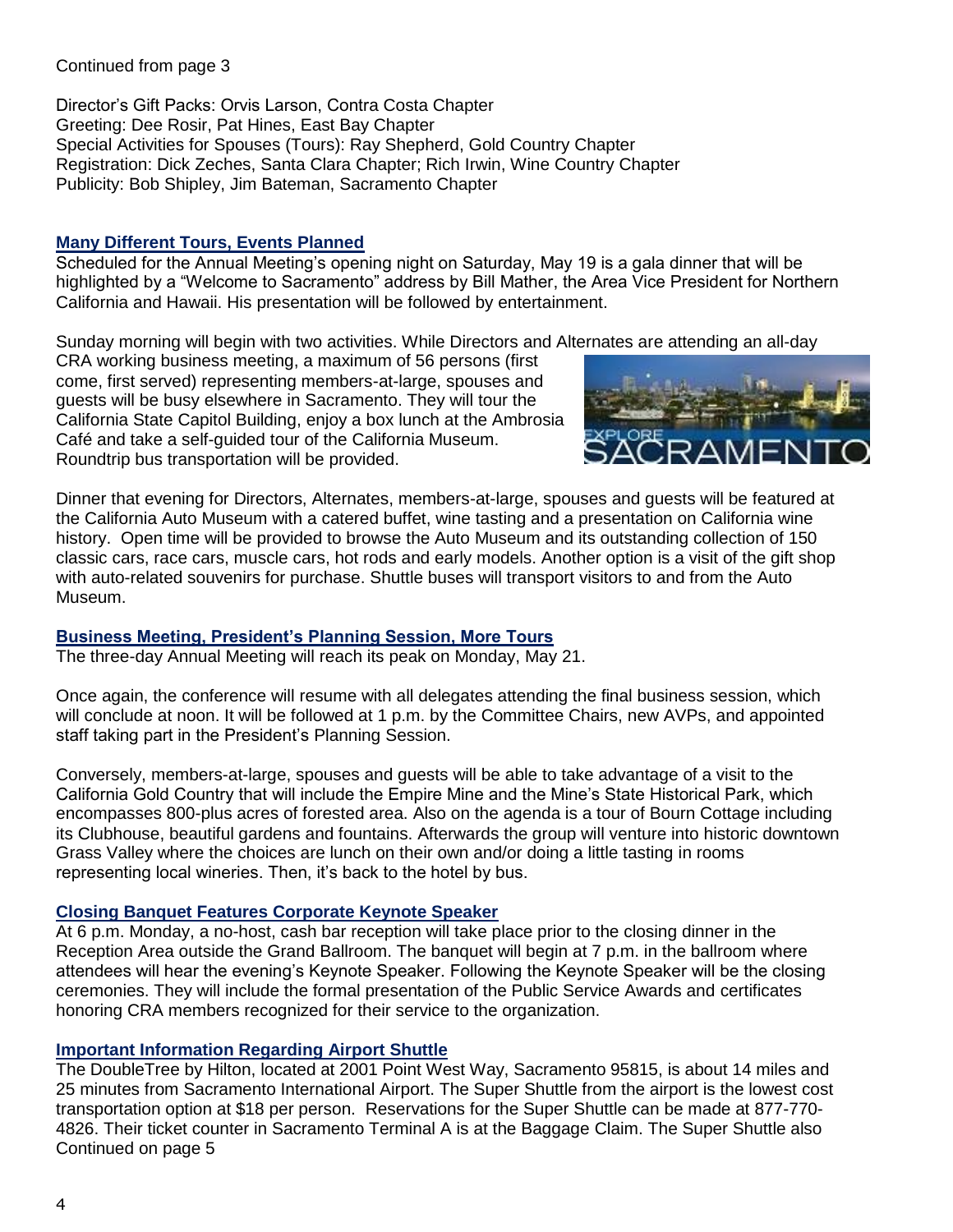Continued from page 3

Director's Gift Packs: Orvis Larson, Contra Costa Chapter
Greeting: Dee Rosir, Pat Hines, East Bay Chapter
Special Activities for Spouses (Tours): Ray Shepherd, Gold Country Chapter
Registration: Dick Zeches, Santa Clara Chapter; Rich Irwin, Wine Country Chapter
Publicity: Bob Shipley, Jim Bateman, Sacramento Chapter

### Many Different Tours, Events Planned

Scheduled for the Annual Meeting's opening night on Saturday, May 19 is a gala dinner that will be highlighted by a "Welcome to Sacramento" address by Bill Mather, the Area Vice President for Northern California and Hawaii. His presentation will be followed by entertainment.

Sunday morning will begin with two activities. While Directors and Alternates are attending an all-day CRA working business meeting, a maximum of 56 persons (first come, first served) representing members-at-large, spouses and guests will be busy elsewhere in Sacramento. They will tour the California State Capitol Building, enjoy a box lunch at the Ambrosia Café and take a self-guided tour of the California Museum. Roundtrip bus transportation will be provided.

Dinner that evening for Directors, Alternates, members-at-large, spouses and guests will be featured at the California Auto Museum with a catered buffet, wine tasting and a presentation on California wine history. Open time will be provided to browse the Auto Museum and its outstanding collection of 150 classic cars, race cars, muscle cars, hot rods and early models. Another option is a visit of the gift shop with auto-related souvenirs for purchase. Shuttle buses will transport visitors to and from the Auto Museum.

### Business Meeting, President's Planning Session, More Tours

The three-day Annual Meeting will reach its peak on Monday, May 21.

Once again, the conference will resume with all delegates attending the final business session, which will conclude at noon. It will be followed at 1 p.m. by the Committee Chairs, new AVPs, and appointed staff taking part in the President's Planning Session.

Conversely, members-at-large, spouses and guests will be able to take advantage of a visit to the California Gold Country that will include the Empire Mine and the Mine's State Historical Park, which encompasses 800-plus acres of forested area. Also on the agenda is a tour of Bourn Cottage including its Clubhouse, beautiful gardens and fountains. Afterwards the group will venture into historic downtown Grass Valley where the choices are lunch on their own and/or doing a little tasting in rooms representing local wineries. Then, it's back to the hotel by bus.

### Closing Banquet Features Corporate Keynote Speaker

At 6 p.m. Monday, a no-host, cash bar reception will take place prior to the closing dinner in the Reception Area outside the Grand Ballroom. The banquet will begin at 7 p.m. in the ballroom where attendees will hear the evening's Keynote Speaker. Following the Keynote Speaker will be the closing ceremonies. They will include the formal presentation of the Public Service Awards and certificates honoring CRA members recognized for their service to the organization.

### Important Information Regarding Airport Shuttle

The DoubleTree by Hilton, located at 2001 Point West Way, Sacramento 95815, is about 14 miles and 25 minutes from Sacramento International Airport. The Super Shuttle from the airport is the lowest cost transportation option at $18 per person. Reservations for the Super Shuttle can be made at 877-770-4826. Their ticket counter in Sacramento Terminal A is at the Baggage Claim. The Super Shuttle also

Continued on page 5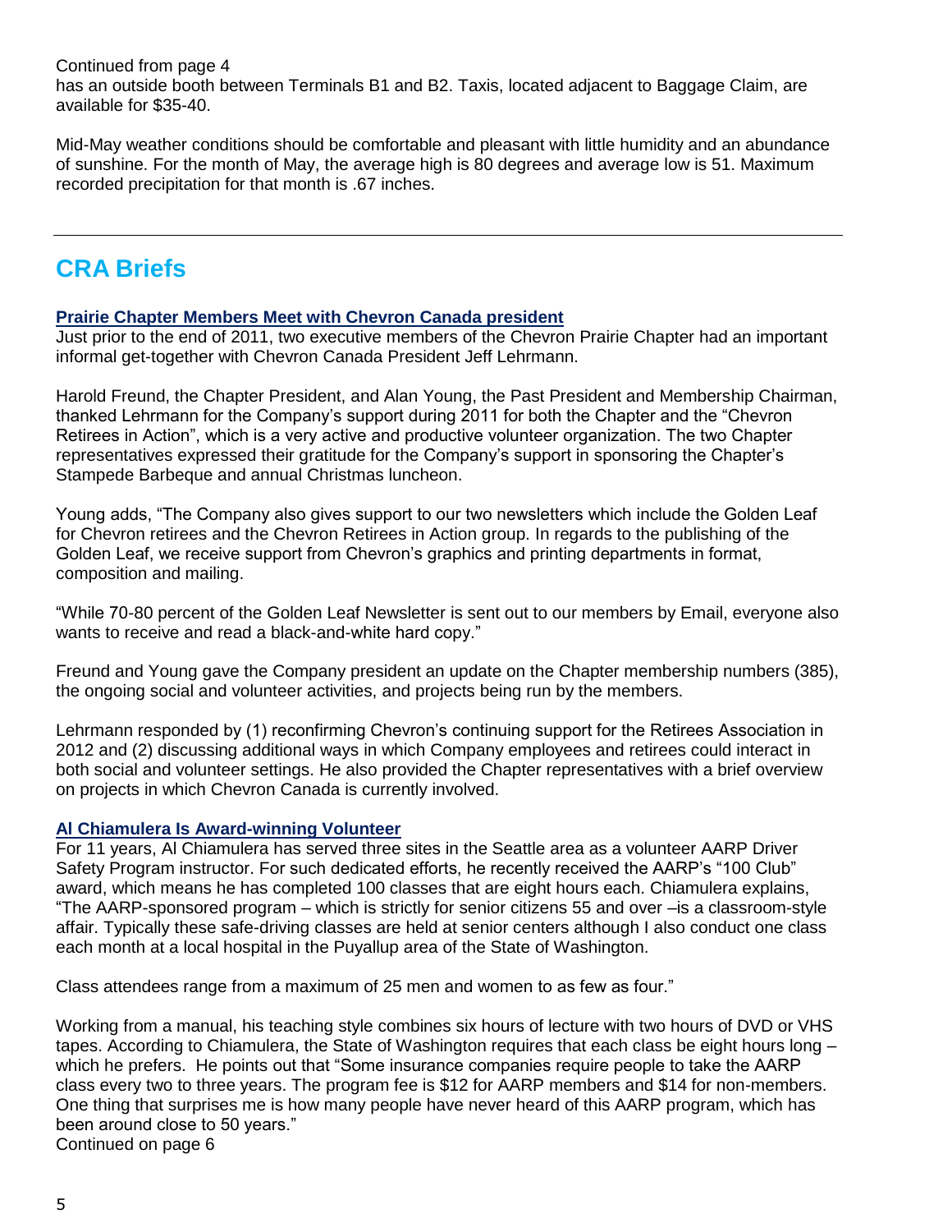Continued from page 4

has an outside booth between Terminals B1 and B2. Taxis, located adjacent to Baggage Claim, are available for $35-40.

Mid-May weather conditions should be comfortable and pleasant with little humidity and an abundance of sunshine. For the month of May, the average high is 80 degrees and average low is 51. Maximum recorded precipitation for that month is .67 inches.

---

## CRA Briefs

### Prairie Chapter Members Meet with Chevron Canada president

Just prior to the end of 2011, two executive members of the Chevron Prairie Chapter had an important informal get-together with Chevron Canada President Jeff Lehrmann.

Harold Freund, the Chapter President, and Alan Young, the Past President and Membership Chairman, thanked Lehrmann for the Company's support during 2011 for both the Chapter and the "Chevron Retirees in Action", which is a very active and productive volunteer organization. The two Chapter representatives expressed their gratitude for the Company's support in sponsoring the Chapter's Stampede Barbeque and annual Christmas luncheon.

Young adds, "The Company also gives support to our two newsletters which include the Golden Leaf for Chevron retirees and the Chevron Retirees in Action group. In regards to the publishing of the Golden Leaf, we receive support from Chevron's graphics and printing departments in format, composition and mailing.

"While 70-80 percent of the Golden Leaf Newsletter is sent out to our members by Email, everyone also wants to receive and read a black-and-white hard copy."

Freund and Young gave the Company president an update on the Chapter membership numbers (385), the ongoing social and volunteer activities, and projects being run by the members.

Lehrmann responded by (1) reconfirming Chevron's continuing support for the Retirees Association in 2012 and (2) discussing additional ways in which Company employees and retirees could interact in both social and volunteer settings. He also provided the Chapter representatives with a brief overview on projects in which Chevron Canada is currently involved.

### Al Chiamulera Is Award-winning Volunteer

For 11 years, Al Chiamulera has served three sites in the Seattle area as a volunteer AARP Driver Safety Program instructor. For such dedicated efforts, he recently received the AARP's "100 Club" award, which means he has completed 100 classes that are eight hours each. Chiamulera explains, "The AARP-sponsored program – which is strictly for senior citizens 55 and over –is a classroom-style affair. Typically these safe-driving classes are held at senior centers although I also conduct one class each month at a local hospital in the Puyallup area of the State of Washington.

Class attendees range from a maximum of 25 men and women to as few as four."

Working from a manual, his teaching style combines six hours of lecture with two hours of DVD or VHS tapes. According to Chiamulera, the State of Washington requires that each class be eight hours long – which he prefers. He points out that "Some insurance companies require people to take the AARP class every two to three years. The program fee is $12 for AARP members and $14 for non-members. One thing that surprises me is how many people have never heard of this AARP program, which has been around close to 50 years."

Continued on page 6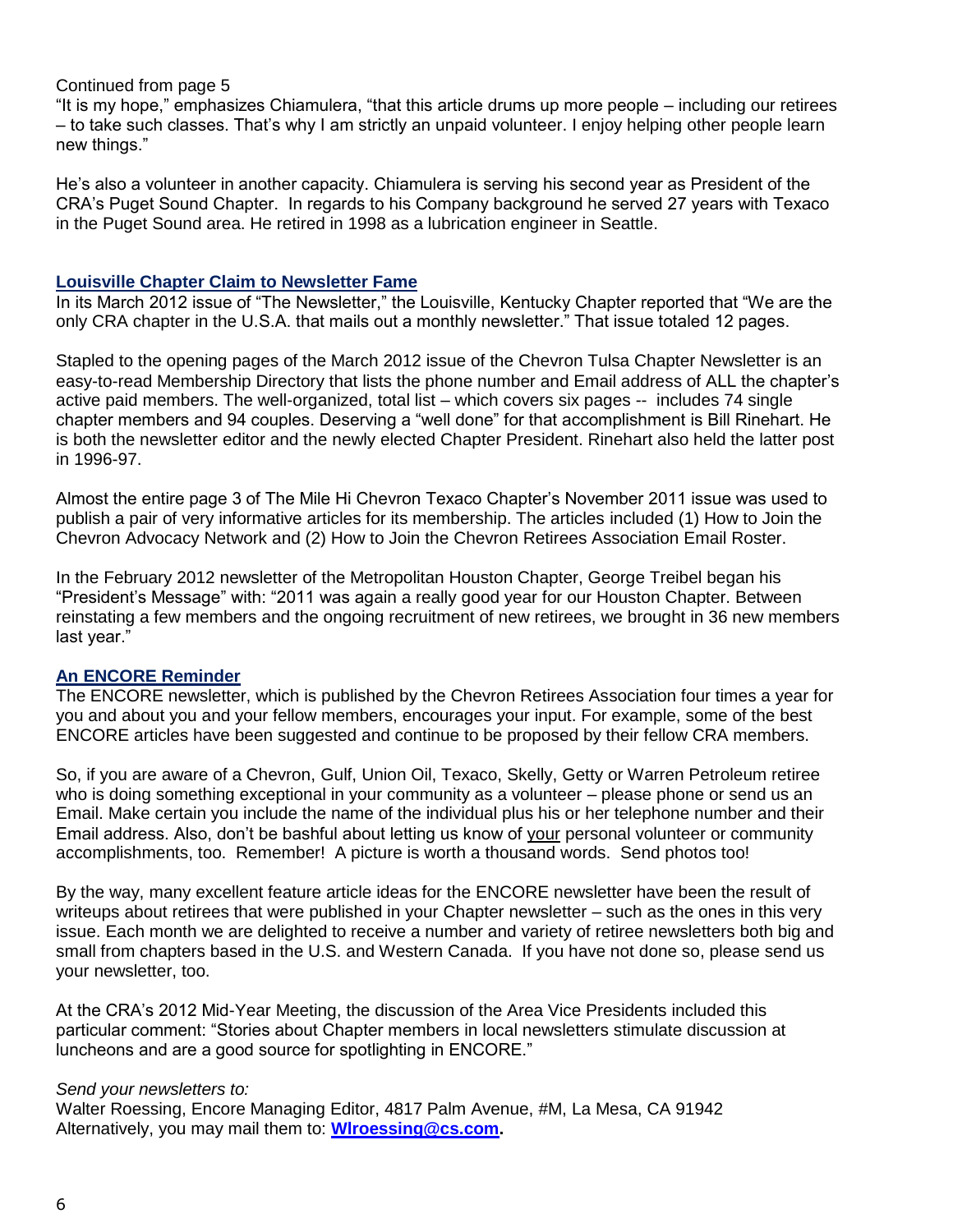Continued from page 5

"It is my hope," emphasizes Chiamulera, "that this article drums up more people – including our retirees – to take such classes. That's why I am strictly an unpaid volunteer. I enjoy helping other people learn new things."

He's also a volunteer in another capacity. Chiamulera is serving his second year as President of the CRA's Puget Sound Chapter. In regards to his Company background he served 27 years with Texaco in the Puget Sound area. He retired in 1998 as a lubrication engineer in Seattle.

## Louisville Chapter Claim to Newsletter Fame

In its March 2012 issue of "The Newsletter," the Louisville, Kentucky Chapter reported that "We are the only CRA chapter in the U.S.A. that mails out a monthly newsletter." That issue totaled 12 pages.

Stapled to the opening pages of the March 2012 issue of the Chevron Tulsa Chapter Newsletter is an easy-to-read Membership Directory that lists the phone number and Email address of ALL the chapter's active paid members. The well-organized, total list – which covers six pages -- includes 74 single chapter members and 94 couples. Deserving a "well done" for that accomplishment is Bill Rinehart. He is both the newsletter editor and the newly elected Chapter President. Rinehart also held the latter post in 1996-97.

Almost the entire page 3 of The Mile Hi Chevron Texaco Chapter's November 2011 issue was used to publish a pair of very informative articles for its membership. The articles included (1) How to Join the Chevron Advocacy Network and (2) How to Join the Chevron Retirees Association Email Roster.

In the February 2012 newsletter of the Metropolitan Houston Chapter, George Treibel began his "President's Message" with: "2011 was again a really good year for our Houston Chapter. Between reinstating a few members and the ongoing recruitment of new retirees, we brought in 36 new members last year."

## An ENCORE Reminder

The ENCORE newsletter, which is published by the Chevron Retirees Association four times a year for you and about you and your fellow members, encourages your input. For example, some of the best ENCORE articles have been suggested and continue to be proposed by their fellow CRA members.

So, if you are aware of a Chevron, Gulf, Union Oil, Texaco, Skelly, Getty or Warren Petroleum retiree who is doing something exceptional in your community as a volunteer – please phone or send us an Email. Make certain you include the name of the individual plus his or her telephone number and their Email address. Also, don't be bashful about letting us know of <u>your</u> personal volunteer or community accomplishments, too. Remember! A picture is worth a thousand words. Send photos too!

By the way, many excellent feature article ideas for the ENCORE newsletter have been the result of writeups about retirees that were published in your Chapter newsletter – such as the ones in this very issue. Each month we are delighted to receive a number and variety of retiree newsletters both big and small from chapters based in the U.S. and Western Canada. If you have not done so, please send us your newsletter, too.

At the CRA's 2012 Mid-Year Meeting, the discussion of the Area Vice Presidents included this particular comment: "Stories about Chapter members in local newsletters stimulate discussion at luncheons and are a good source for spotlighting in ENCORE."

*Send your newsletters to:*
Walter Roessing, Encore Managing Editor, 4817 Palm Avenue, #M, La Mesa, CA 91942
Alternatively, you may mail them to: **Wlroessing@cs.com.**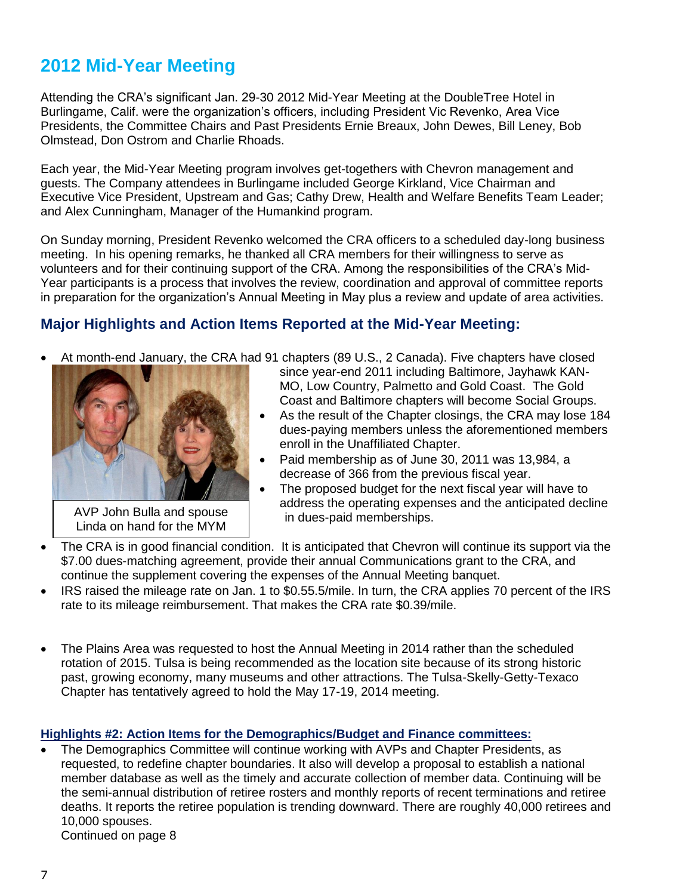## 2012 Mid-Year Meeting

Attending the CRA's significant Jan. 29-30 2012 Mid-Year Meeting at the DoubleTree Hotel in Burlingame, Calif. were the organization's officers, including President Vic Revenko, Area Vice Presidents, the Committee Chairs and Past Presidents Ernie Breaux, John Dewes, Bill Leney, Bob Olmstead, Don Ostrom and Charlie Rhoads.

Each year, the Mid-Year Meeting program involves get-togethers with Chevron management and guests. The Company attendees in Burlingame included George Kirkland, Vice Chairman and Executive Vice President, Upstream and Gas; Cathy Drew, Health and Welfare Benefits Team Leader; and Alex Cunningham, Manager of the Humankind program.

On Sunday morning, President Revenko welcomed the CRA officers to a scheduled day-long business meeting. In his opening remarks, he thanked all CRA members for their willingness to serve as volunteers and for their continuing support of the CRA. Among the responsibilities of the CRA's Mid-Year participants is a process that involves the review, coordination and approval of committee reports in preparation for the organization's Annual Meeting in May plus a review and update of area activities.

### Major Highlights and Action Items Reported at the Mid-Year Meeting:

- At month-end January, the CRA had 91 chapters (89 U.S., 2 Canada). Five chapters have closed since year-end 2011 including Baltimore, Jayhawk KAN-MO, Low Country, Palmetto and Gold Coast. The Gold Coast and Baltimore chapters will become Social Groups.
- As the result of the Chapter closings, the CRA may lose 184 dues-paying members unless the aforementioned members enroll in the Unaffiliated Chapter.
- Paid membership as of June 30, 2011 was 13,984, a decrease of 366 from the previous fiscal year.
- The proposed budget for the next fiscal year will have to address the operating expenses and the anticipated decline in dues-paid memberships.

AVP John Bulla and spouse Linda on hand for the MYM

- The CRA is in good financial condition. It is anticipated that Chevron will continue its support via the $7.00 dues-matching agreement, provide their annual Communications grant to the CRA, and continue the supplement covering the expenses of the Annual Meeting banquet.
- IRS raised the mileage rate on Jan. 1 to $0.55.5/mile. In turn, the CRA applies 70 percent of the IRS rate to its mileage reimbursement. That makes the CRA rate $0.39/mile.
- The Plains Area was requested to host the Annual Meeting in 2014 rather than the scheduled rotation of 2015. Tulsa is being recommended as the location site because of its strong historic past, growing economy, many museums and other attractions. The Tulsa-Skelly-Getty-Texaco Chapter has tentatively agreed to hold the May 17-19, 2014 meeting.

**Highlights #2: Action Items for the Demographics/Budget and Finance committees:**

- The Demographics Committee will continue working with AVPs and Chapter Presidents, as requested, to redefine chapter boundaries. It also will develop a proposal to establish a national member database as well as the timely and accurate collection of member data. Continuing will be the semi-annual distribution of retiree rosters and monthly reports of recent terminations and retiree deaths. It reports the retiree population is trending downward. There are roughly 40,000 retirees and 10,000 spouses.

  Continued on page 8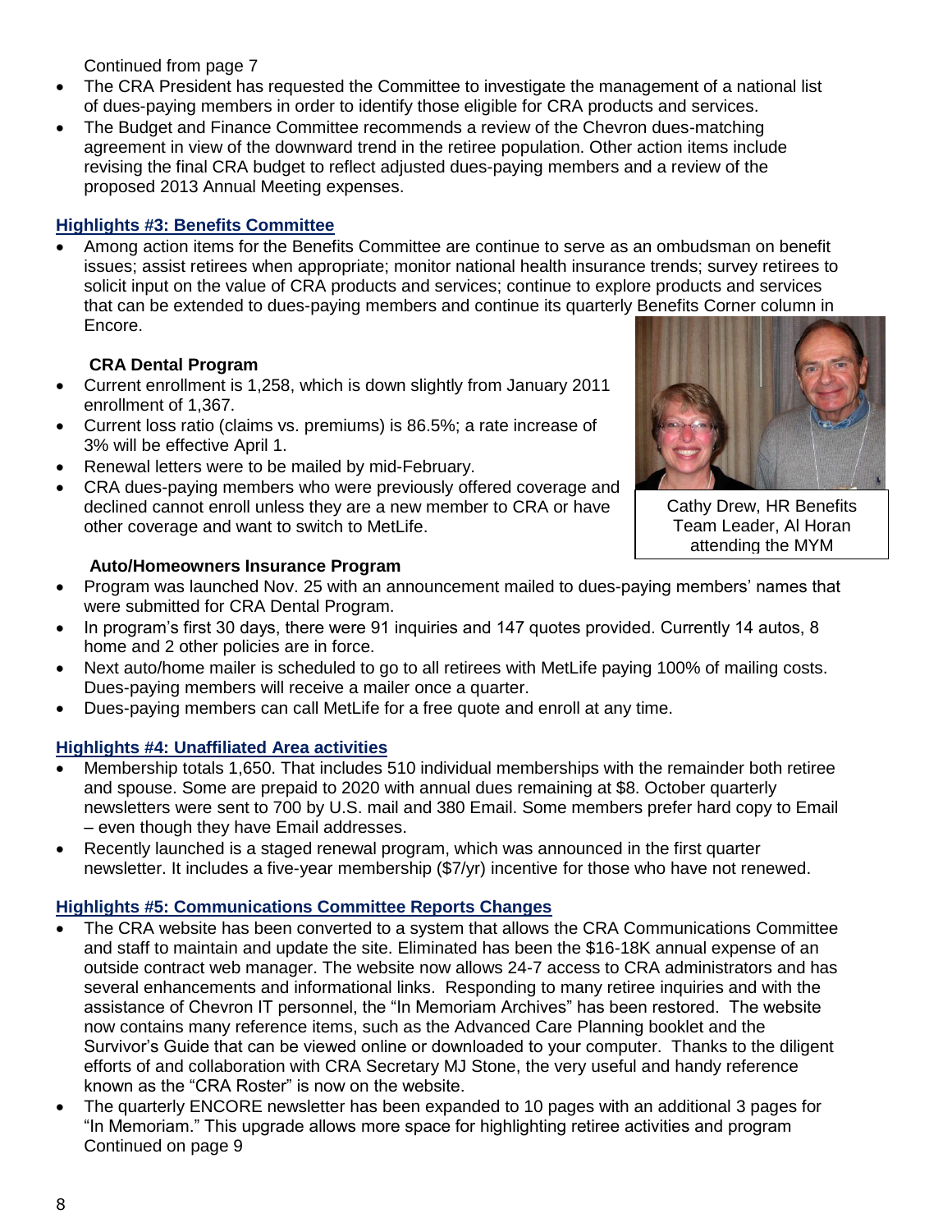Continued from page 7

- The CRA President has requested the Committee to investigate the management of a national list of dues-paying members in order to identify those eligible for CRA products and services.
- The Budget and Finance Committee recommends a review of the Chevron dues-matching agreement in view of the downward trend in the retiree population. Other action items include revising the final CRA budget to reflect adjusted dues-paying members and a review of the proposed 2013 Annual Meeting expenses.

## Highlights #3: Benefits Committee

- Among action items for the Benefits Committee are continue to serve as an ombudsman on benefit issues; assist retirees when appropriate; monitor national health insurance trends; survey retirees to solicit input on the value of CRA products and services; continue to explore products and services that can be extended to dues-paying members and continue its quarterly Benefits Corner column in Encore.

### CRA Dental Program

- Current enrollment is 1,258, which is down slightly from January 2011 enrollment of 1,367.
- Current loss ratio (claims vs. premiums) is 86.5%; a rate increase of 3% will be effective April 1.
- Renewal letters were to be mailed by mid-February.
- CRA dues-paying members who were previously offered coverage and declined cannot enroll unless they are a new member to CRA or have other coverage and want to switch to MetLife.

Cathy Drew, HR Benefits Team Leader, Al Horan attending the MYM

### Auto/Homeowners Insurance Program

- Program was launched Nov. 25 with an announcement mailed to dues-paying members' names that were submitted for CRA Dental Program.
- In program's first 30 days, there were 91 inquiries and 147 quotes provided. Currently 14 autos, 8 home and 2 other policies are in force.
- Next auto/home mailer is scheduled to go to all retirees with MetLife paying 100% of mailing costs. Dues-paying members will receive a mailer once a quarter.
- Dues-paying members can call MetLife for a free quote and enroll at any time.

## Highlights #4: Unaffiliated Area activities

- Membership totals 1,650. That includes 510 individual memberships with the remainder both retiree and spouse. Some are prepaid to 2020 with annual dues remaining at $8. October quarterly newsletters were sent to 700 by U.S. mail and 380 Email. Some members prefer hard copy to Email – even though they have Email addresses.
- Recently launched is a staged renewal program, which was announced in the first quarter newsletter. It includes a five-year membership ($7/yr) incentive for those who have not renewed.

## Highlights #5: Communications Committee Reports Changes

- The CRA website has been converted to a system that allows the CRA Communications Committee and staff to maintain and update the site. Eliminated has been the $16-18K annual expense of an outside contract web manager. The website now allows 24-7 access to CRA administrators and has several enhancements and informational links. Responding to many retiree inquiries and with the assistance of Chevron IT personnel, the "In Memoriam Archives" has been restored. The website now contains many reference items, such as the Advanced Care Planning booklet and the Survivor's Guide that can be viewed online or downloaded to your computer. Thanks to the diligent efforts of and collaboration with CRA Secretary MJ Stone, the very useful and handy reference known as the "CRA Roster" is now on the website.
- The quarterly ENCORE newsletter has been expanded to 10 pages with an additional 3 pages for "In Memoriam." This upgrade allows more space for highlighting retiree activities and program

Continued on page 9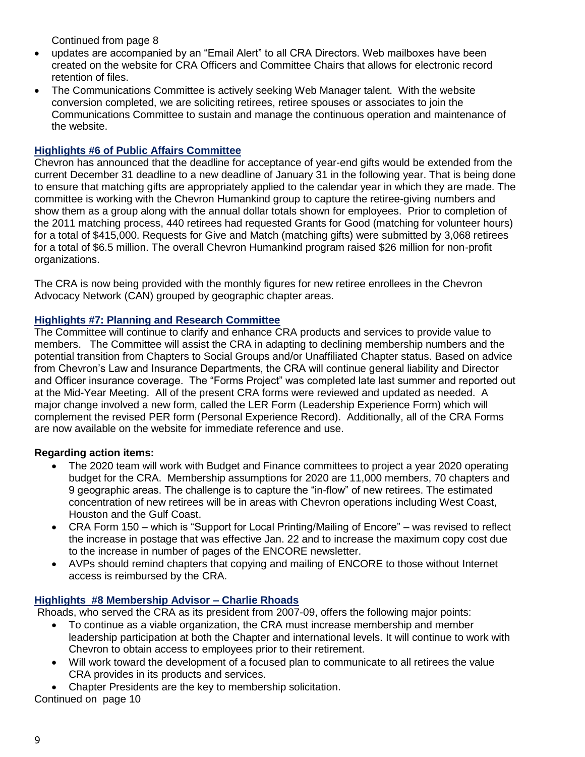Continued from page 8

- updates are accompanied by an "Email Alert" to all CRA Directors. Web mailboxes have been created on the website for CRA Officers and Committee Chairs that allows for electronic record retention of files.
- The Communications Committee is actively seeking Web Manager talent. With the website conversion completed, we are soliciting retirees, retiree spouses or associates to join the Communications Committee to sustain and manage the continuous operation and maintenance of the website.

## Highlights #6 of Public Affairs Committee

Chevron has announced that the deadline for acceptance of year-end gifts would be extended from the current December 31 deadline to a new deadline of January 31 in the following year. That is being done to ensure that matching gifts are appropriately applied to the calendar year in which they are made. The committee is working with the Chevron Humankind group to capture the retiree-giving numbers and show them as a group along with the annual dollar totals shown for employees. Prior to completion of the 2011 matching process, 440 retirees had requested Grants for Good (matching for volunteer hours) for a total of $415,000. Requests for Give and Match (matching gifts) were submitted by 3,068 retirees for a total of $6.5 million. The overall Chevron Humankind program raised $26 million for non-profit organizations.

The CRA is now being provided with the monthly figures for new retiree enrollees in the Chevron Advocacy Network (CAN) grouped by geographic chapter areas.

## Highlights #7: Planning and Research Committee

The Committee will continue to clarify and enhance CRA products and services to provide value to members. The Committee will assist the CRA in adapting to declining membership numbers and the potential transition from Chapters to Social Groups and/or Unaffiliated Chapter status. Based on advice from Chevron's Law and Insurance Departments, the CRA will continue general liability and Director and Officer insurance coverage. The "Forms Project" was completed late last summer and reported out at the Mid-Year Meeting. All of the present CRA forms were reviewed and updated as needed. A major change involved a new form, called the LER Form (Leadership Experience Form) which will complement the revised PER form (Personal Experience Record). Additionally, all of the CRA Forms are now available on the website for immediate reference and use.

**Regarding action items:**

- The 2020 team will work with Budget and Finance committees to project a year 2020 operating budget for the CRA. Membership assumptions for 2020 are 11,000 members, 70 chapters and 9 geographic areas. The challenge is to capture the "in-flow" of new retirees. The estimated concentration of new retirees will be in areas with Chevron operations including West Coast, Houston and the Gulf Coast.
- CRA Form 150 – which is "Support for Local Printing/Mailing of Encore" – was revised to reflect the increase in postage that was effective Jan. 22 and to increase the maximum copy cost due to the increase in number of pages of the ENCORE newsletter.
- AVPs should remind chapters that copying and mailing of ENCORE to those without Internet access is reimbursed by the CRA.

## Highlights #8 Membership Advisor – Charlie Rhoads

Rhoads, who served the CRA as its president from 2007-09, offers the following major points:

- To continue as a viable organization, the CRA must increase membership and member leadership participation at both the Chapter and international levels. It will continue to work with Chevron to obtain access to employees prior to their retirement.
- Will work toward the development of a focused plan to communicate to all retirees the value CRA provides in its products and services.
- Chapter Presidents are the key to membership solicitation.

Continued on page 10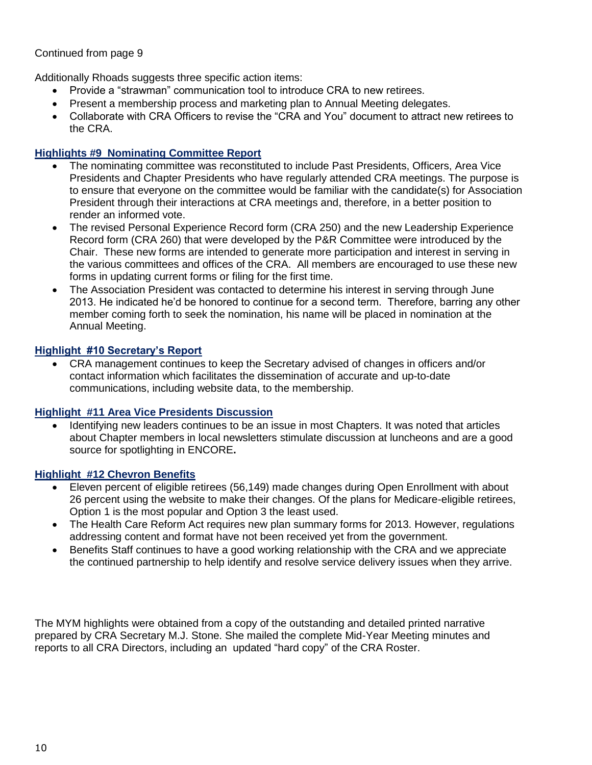Continued from page 9

Additionally Rhoads suggests three specific action items:

- Provide a "strawman" communication tool to introduce CRA to new retirees.
- Present a membership process and marketing plan to Annual Meeting delegates.
- Collaborate with CRA Officers to revise the "CRA and You" document to attract new retirees to the CRA.

### Highlights #9 Nominating Committee Report

- The nominating committee was reconstituted to include Past Presidents, Officers, Area Vice Presidents and Chapter Presidents who have regularly attended CRA meetings. The purpose is to ensure that everyone on the committee would be familiar with the candidate(s) for Association President through their interactions at CRA meetings and, therefore, in a better position to render an informed vote.
- The revised Personal Experience Record form (CRA 250) and the new Leadership Experience Record form (CRA 260) that were developed by the P&R Committee were introduced by the Chair. These new forms are intended to generate more participation and interest in serving in the various committees and offices of the CRA. All members are encouraged to use these new forms in updating current forms or filing for the first time.
- The Association President was contacted to determine his interest in serving through June 2013. He indicated he'd be honored to continue for a second term. Therefore, barring any other member coming forth to seek the nomination, his name will be placed in nomination at the Annual Meeting.

### Highlight #10 Secretary's Report

- CRA management continues to keep the Secretary advised of changes in officers and/or contact information which facilitates the dissemination of accurate and up-to-date communications, including website data, to the membership.

### Highlight #11 Area Vice Presidents Discussion

- Identifying new leaders continues to be an issue in most Chapters. It was noted that articles about Chapter members in local newsletters stimulate discussion at luncheons and are a good source for spotlighting in ENCORE**.**

### Highlight #12 Chevron Benefits

- Eleven percent of eligible retirees (56,149) made changes during Open Enrollment with about 26 percent using the website to make their changes. Of the plans for Medicare-eligible retirees, Option 1 is the most popular and Option 3 the least used.
- The Health Care Reform Act requires new plan summary forms for 2013. However, regulations addressing content and format have not been received yet from the government.
- Benefits Staff continues to have a good working relationship with the CRA and we appreciate the continued partnership to help identify and resolve service delivery issues when they arrive.

The MYM highlights were obtained from a copy of the outstanding and detailed printed narrative prepared by CRA Secretary M.J. Stone. She mailed the complete Mid-Year Meeting minutes and reports to all CRA Directors, including an updated "hard copy" of the CRA Roster.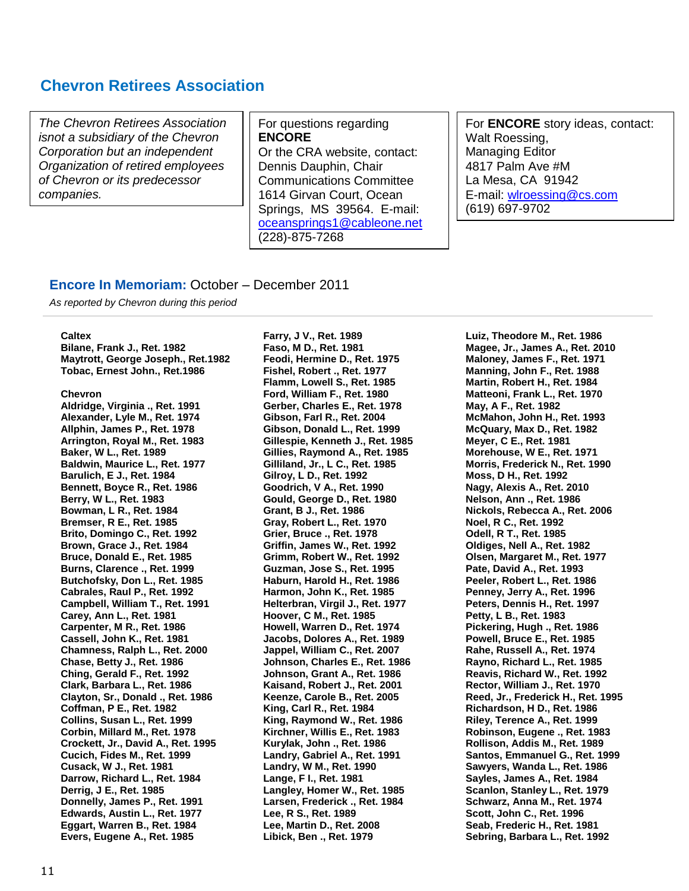## Chevron Retirees Association

*The Chevron Retirees Association isnot a subsidiary of the Chevron Corporation but an independent Organization of retired employees of Chevron or its predecessor companies.*

For questions regarding **ENCORE**
Or the CRA website, contact:
Dennis Dauphin, Chair
Communications Committee
1614 Girvan Court, Ocean Springs, MS 39564. E-mail: oceansprings1@cableone.net
(228)-875-7268

For **ENCORE** story ideas, contact:
Walt Roessing,
Managing Editor
4817 Palm Ave #M
La Mesa, CA 91942
E-mail: wlroessing@cs.com
(619) 697-9702

### Encore In Memoriam: October – December 2011

*As reported by Chevron during this period*

**Caltex**

**Bilane, Frank J., Ret. 1982**
**Maytrott, George Joseph., Ret.1982**
**Tobac, Ernest John., Ret.1986**

**Chevron**

**Aldridge, Virginia ., Ret. 1991**
**Alexander, Lyle M., Ret. 1974**
**Allphin, James P., Ret. 1978**
**Arrington, Royal M., Ret. 1983**
**Baker, W L., Ret. 1989**
**Baldwin, Maurice L., Ret. 1977**
**Barulich, E J., Ret. 1984**
**Bennett, Boyce R., Ret. 1986**
**Berry, W L., Ret. 1983**
**Bowman, L R., Ret. 1984**
**Bremser, R E., Ret. 1985**
**Brito, Domingo C., Ret. 1992**
**Brown, Grace J., Ret. 1984**
**Bruce, Donald E., Ret. 1985**
**Burns, Clarence ., Ret. 1999**
**Butchofsky, Don L., Ret. 1985**
**Cabrales, Raul P., Ret. 1992**
**Campbell, William T., Ret. 1991**
**Carey, Ann L., Ret. 1981**
**Carpenter, M R., Ret. 1986**
**Cassell, John K., Ret. 1981**
**Chamness, Ralph L., Ret. 2000**
**Chase, Betty J., Ret. 1986**
**Ching, Gerald F., Ret. 1992**
**Clark, Barbara L., Ret. 1986**
**Clayton, Sr., Donald ., Ret. 1986**
**Coffman, P E., Ret. 1982**
**Collins, Susan L., Ret. 1999**
**Corbin, Millard M., Ret. 1978**
**Crockett, Jr., David A., Ret. 1995**
**Cucich, Fides M., Ret. 1999**
**Cusack, W J., Ret. 1981**
**Darrow, Richard L., Ret. 1984**
**Derrig, J E., Ret. 1985**
**Donnelly, James P., Ret. 1991**
**Edwards, Austin L., Ret. 1977**
**Eggart, Warren B., Ret. 1984**
**Evers, Eugene A., Ret. 1985**
**Farry, J V., Ret. 1989**
**Faso, M D., Ret. 1981**
**Feodi, Hermine D., Ret. 1975**
**Fishel, Robert ., Ret. 1977**
**Flamm, Lowell S., Ret. 1985**
**Ford, William F., Ret. 1980**
**Gerber, Charles E., Ret. 1978**
**Gibson, Farl R., Ret. 2004**
**Gibson, Donald L., Ret. 1999**
**Gillespie, Kenneth J., Ret. 1985**
**Gillies, Raymond A., Ret. 1985**
**Gilliland, Jr., L C., Ret. 1985**
**Gilroy, L D., Ret. 1992**
**Goodrich, V A., Ret. 1990**
**Gould, George D., Ret. 1980**
**Grant, B J., Ret. 1986**
**Gray, Robert L., Ret. 1970**
**Grier, Bruce ., Ret. 1978**
**Griffin, James W., Ret. 1992**
**Grimm, Robert W., Ret. 1992**
**Guzman, Jose S., Ret. 1995**
**Haburn, Harold H., Ret. 1986**
**Harmon, John K., Ret. 1985**
**Helterbran, Virgil J., Ret. 1977**
**Hoover, C M., Ret. 1985**
**Howell, Warren D., Ret. 1974**
**Jacobs, Dolores A., Ret. 1989**
**Jappel, William C., Ret. 2007**
**Johnson, Charles E., Ret. 1986**
**Johnson, Grant A., Ret. 1986**
**Kaisand, Robert J., Ret. 2001**
**Keenze, Carole B., Ret. 2005**
**King, Carl R., Ret. 1984**
**King, Raymond W., Ret. 1986**
**Kirchner, Willis E., Ret. 1983**
**Kurylak, John ., Ret. 1986**
**Landry, Gabriel A., Ret. 1991**
**Landry, W M., Ret. 1990**
**Lange, F I., Ret. 1981**
**Langley, Homer W., Ret. 1985**
**Larsen, Frederick ., Ret. 1984**
**Lee, R S., Ret. 1989**
**Lee, Martin D., Ret. 2008**
**Libick, Ben ., Ret. 1979**
**Luiz, Theodore M., Ret. 1986**
**Magee, Jr., James A., Ret. 2010**
**Maloney, James F., Ret. 1971**
**Manning, John F., Ret. 1988**
**Martin, Robert H., Ret. 1984**
**Matteoni, Frank L., Ret. 1970**
**May, A F., Ret. 1982**
**McMahon, John H., Ret. 1993**
**McQuary, Max D., Ret. 1982**
**Meyer, C E., Ret. 1981**
**Morehouse, W E., Ret. 1971**
**Morris, Frederick N., Ret. 1990**
**Moss, D H., Ret. 1992**
**Nagy, Alexis A., Ret. 2010**
**Nelson, Ann ., Ret. 1986**
**Nickols, Rebecca A., Ret. 2006**
**Noel, R C., Ret. 1992**
**Odell, R T., Ret. 1985**
**Oldiges, Nell A., Ret. 1982**
**Olsen, Margaret M., Ret. 1977**
**Pate, David A., Ret. 1993**
**Peeler, Robert L., Ret. 1986**
**Penney, Jerry A., Ret. 1996**
**Peters, Dennis H., Ret. 1997**
**Petty, L B., Ret. 1983**
**Pickering, Hugh ., Ret. 1986**
**Powell, Bruce E., Ret. 1985**
**Rahe, Russell A., Ret. 1974**
**Rayno, Richard L., Ret. 1985**
**Reavis, Richard W., Ret. 1992**
**Rector, William J., Ret. 1970**
**Reed, Jr., Frederick H., Ret. 1995**
**Richardson, H D., Ret. 1986**
**Riley, Terence A., Ret. 1999**
**Robinson, Eugene ., Ret. 1983**
**Rollison, Addis M., Ret. 1989**
**Santos, Emmanuel G., Ret. 1999**
**Sawyers, Wanda L., Ret. 1986**
**Sayles, James A., Ret. 1984**
**Scanlon, Stanley L., Ret. 1979**
**Schwarz, Anna M., Ret. 1974**
**Scott, John C., Ret. 1996**
**Seab, Frederic H., Ret. 1981**
**Sebring, Barbara L., Ret. 1992**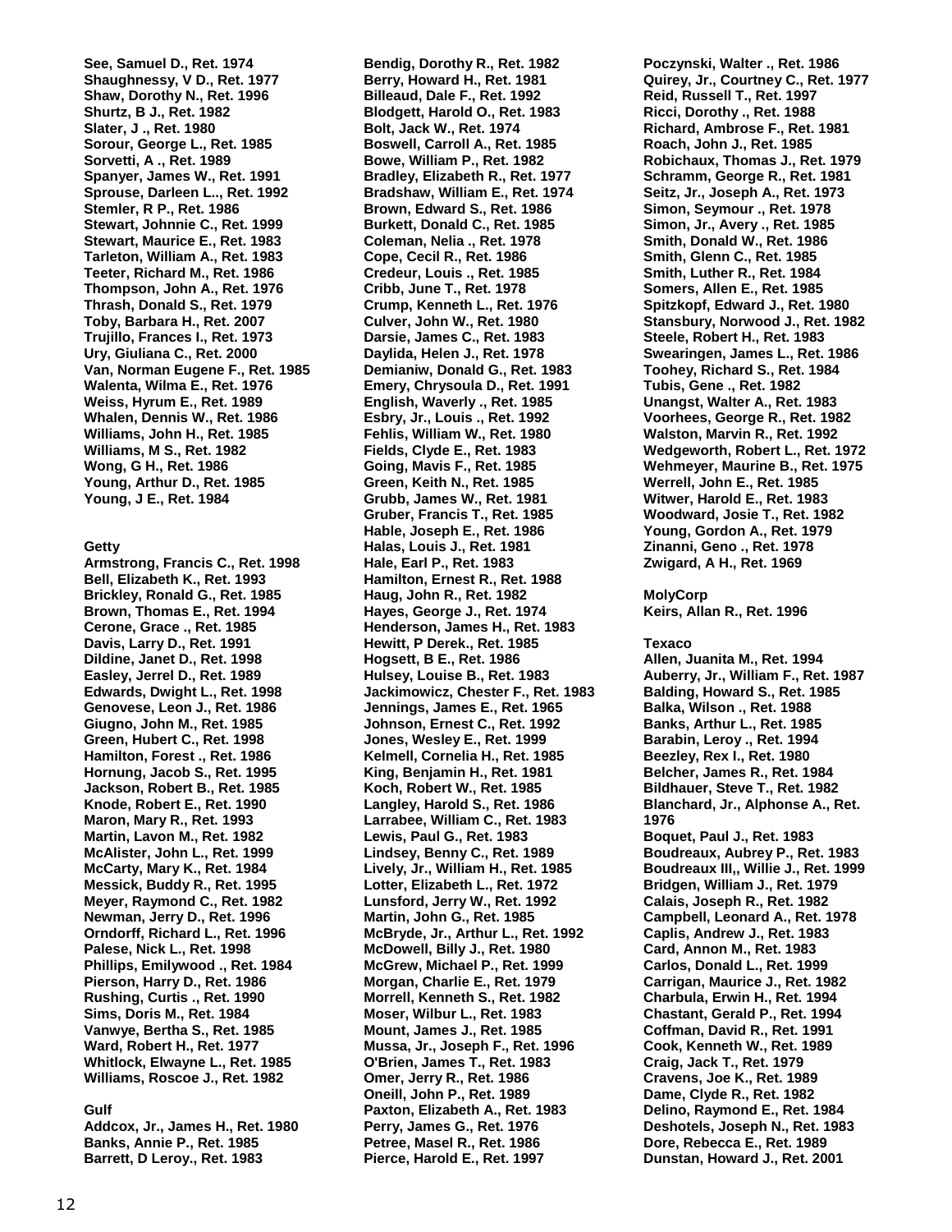**See, Samuel D., Ret. 1974**
**Shaughnessy, V D., Ret. 1977**
**Shaw, Dorothy N., Ret. 1996**
**Shurtz, B J., Ret. 1982**
**Slater, J ., Ret. 1980**
**Sorour, George L., Ret. 1985**
**Sorvetti, A ., Ret. 1989**
**Spanyer, James W., Ret. 1991**
**Sprouse, Darleen L.., Ret. 1992**
**Stemler, R P., Ret. 1986**
**Stewart, Johnnie C., Ret. 1999**
**Stewart, Maurice E., Ret. 1983**
**Tarleton, William A., Ret. 1983**
**Teeter, Richard M., Ret. 1986**
**Thompson, John A., Ret. 1976**
**Thrash, Donald S., Ret. 1979**
**Toby, Barbara H., Ret. 2007**
**Trujillo, Frances I., Ret. 1973**
**Ury, Giuliana C., Ret. 2000**
**Van, Norman Eugene F., Ret. 1985**
**Walenta, Wilma E., Ret. 1976**
**Weiss, Hyrum E., Ret. 1989**
**Whalen, Dennis W., Ret. 1986**
**Williams, John H., Ret. 1985**
**Williams, M S., Ret. 1982**
**Wong, G H., Ret. 1986**
**Young, Arthur D., Ret. 1985**
**Young, J E., Ret. 1984**

**Getty**

**Armstrong, Francis C., Ret. 1998**
**Bell, Elizabeth K., Ret. 1993**
**Brickley, Ronald G., Ret. 1985**
**Brown, Thomas E., Ret. 1994**
**Cerone, Grace ., Ret. 1985**
**Davis, Larry D., Ret. 1991**
**Dildine, Janet D., Ret. 1998**
**Easley, Jerrel D., Ret. 1989**
**Edwards, Dwight L., Ret. 1998**
**Genovese, Leon J., Ret. 1986**
**Giugno, John M., Ret. 1985**
**Green, Hubert C., Ret. 1998**
**Hamilton, Forest ., Ret. 1986**
**Hornung, Jacob S., Ret. 1995**
**Jackson, Robert B., Ret. 1985**
**Knode, Robert E., Ret. 1990**
**Maron, Mary R., Ret. 1993**
**Martin, Lavon M., Ret. 1982**
**McAlister, John L., Ret. 1999**
**McCarty, Mary K., Ret. 1984**
**Messick, Buddy R., Ret. 1995**
**Meyer, Raymond C., Ret. 1982**
**Newman, Jerry D., Ret. 1996**
**Orndorff, Richard L., Ret. 1996**
**Palese, Nick L., Ret. 1998**
**Phillips, Emilywood ., Ret. 1984**
**Pierson, Harry D., Ret. 1986**
**Rushing, Curtis ., Ret. 1990**
**Sims, Doris M., Ret. 1984**
**Vanwye, Bertha S., Ret. 1985**
**Ward, Robert H., Ret. 1977**
**Whitlock, Elwayne L., Ret. 1985**
**Williams, Roscoe J., Ret. 1982**

**Gulf**

**Addcox, Jr., James H., Ret. 1980**
**Banks, Annie P., Ret. 1985**
**Barrett, D Leroy., Ret. 1983**
**Bendig, Dorothy R., Ret. 1982**
**Berry, Howard H., Ret. 1981**
**Billeaud, Dale F., Ret. 1992**
**Blodgett, Harold O., Ret. 1983**
**Bolt, Jack W., Ret. 1974**
**Boswell, Carroll A., Ret. 1985**
**Bowe, William P., Ret. 1982**
**Bradley, Elizabeth R., Ret. 1977**
**Bradshaw, William E., Ret. 1974**
**Brown, Edward S., Ret. 1986**
**Burkett, Donald C., Ret. 1985**
**Coleman, Nelia ., Ret. 1978**
**Cope, Cecil R., Ret. 1986**
**Credeur, Louis ., Ret. 1985**
**Cribb, June T., Ret. 1978**
**Crump, Kenneth L., Ret. 1976**
**Culver, John W., Ret. 1980**
**Darsie, James C., Ret. 1983**
**Daylida, Helen J., Ret. 1978**
**Demianiw, Donald G., Ret. 1983**
**Emery, Chrysoula D., Ret. 1991**
**English, Waverly ., Ret. 1985**
**Esbry, Jr., Louis ., Ret. 1992**
**Fehlis, William W., Ret. 1980**
**Fields, Clyde E., Ret. 1983**
**Going, Mavis F., Ret. 1985**
**Green, Keith N., Ret. 1985**
**Grubb, James W., Ret. 1981**
**Gruber, Francis T., Ret. 1985**
**Hable, Joseph E., Ret. 1986**
**Halas, Louis J., Ret. 1981**
**Hale, Earl P., Ret. 1983**
**Hamilton, Ernest R., Ret. 1988**
**Haug, John R., Ret. 1982**
**Hayes, George J., Ret. 1974**
**Henderson, James H., Ret. 1983**
**Hewitt, P Derek., Ret. 1985**
**Hogsett, B E., Ret. 1986**
**Hulsey, Louise B., Ret. 1983**
**Jackimowicz, Chester F., Ret. 1983**
**Jennings, James E., Ret. 1965**
**Johnson, Ernest C., Ret. 1992**
**Jones, Wesley E., Ret. 1999**
**Kelmell, Cornelia H., Ret. 1985**
**King, Benjamin H., Ret. 1981**
**Koch, Robert W., Ret. 1985**
**Langley, Harold S., Ret. 1986**
**Larrabee, William C., Ret. 1983**
**Lewis, Paul G., Ret. 1983**
**Lindsey, Benny C., Ret. 1989**
**Lively, Jr., William H., Ret. 1985**
**Lotter, Elizabeth L., Ret. 1972**
**Lunsford, Jerry W., Ret. 1992**
**Martin, John G., Ret. 1985**
**McBryde, Jr., Arthur L., Ret. 1992**
**McDowell, Billy J., Ret. 1980**
**McGrew, Michael P., Ret. 1999**
**Morgan, Charlie E., Ret. 1979**
**Morrell, Kenneth S., Ret. 1982**
**Moser, Wilbur L., Ret. 1983**
**Mount, James J., Ret. 1985**
**Mussa, Jr., Joseph F., Ret. 1996**
**O'Brien, James T., Ret. 1983**
**Omer, Jerry R., Ret. 1986**
**Oneill, John P., Ret. 1989**
**Paxton, Elizabeth A., Ret. 1983**
**Perry, James G., Ret. 1976**
**Petree, Masel R., Ret. 1986**
**Pierce, Harold E., Ret. 1997**
**Poczynski, Walter ., Ret. 1986**
**Quirey, Jr., Courtney C., Ret. 1977**
**Reid, Russell T., Ret. 1997**
**Ricci, Dorothy ., Ret. 1988**
**Richard, Ambrose F., Ret. 1981**
**Roach, John J., Ret. 1985**
**Robichaux, Thomas J., Ret. 1979**
**Schramm, George R., Ret. 1981**
**Seitz, Jr., Joseph A., Ret. 1973**
**Simon, Seymour ., Ret. 1978**
**Simon, Jr., Avery ., Ret. 1985**
**Smith, Donald W., Ret. 1986**
**Smith, Glenn C., Ret. 1985**
**Smith, Luther R., Ret. 1984**
**Somers, Allen E., Ret. 1985**
**Spitzkopf, Edward J., Ret. 1980**
**Stansbury, Norwood J., Ret. 1982**
**Steele, Robert H., Ret. 1983**
**Swearingen, James L., Ret. 1986**
**Toohey, Richard S., Ret. 1984**
**Tubis, Gene ., Ret. 1982**
**Unangst, Walter A., Ret. 1983**
**Voorhees, George R., Ret. 1982**
**Walston, Marvin R., Ret. 1992**
**Wedgeworth, Robert L., Ret. 1972**
**Wehmeyer, Maurine B., Ret. 1975**
**Werrell, John E., Ret. 1985**
**Witwer, Harold E., Ret. 1983**
**Woodward, Josie T., Ret. 1982**
**Young, Gordon A., Ret. 1979**
**Zinanni, Geno ., Ret. 1978**
**Zwigard, A H., Ret. 1969**

**MolyCorp**

**Keirs, Allan R., Ret. 1996**

**Texaco**

**Allen, Juanita M., Ret. 1994**
**Auberry, Jr., William F., Ret. 1987**
**Balding, Howard S., Ret. 1985**
**Balka, Wilson ., Ret. 1988**
**Banks, Arthur L., Ret. 1985**
**Barabin, Leroy ., Ret. 1994**
**Beezley, Rex I., Ret. 1980**
**Belcher, James R., Ret. 1984**
**Bildhauer, Steve T., Ret. 1982**
**Blanchard, Jr., Alphonse A., Ret. 1976**
**Boquet, Paul J., Ret. 1983**
**Boudreaux, Aubrey P., Ret. 1983**
**Boudreaux III,, Willie J., Ret. 1999**
**Bridgen, William J., Ret. 1979**
**Calais, Joseph R., Ret. 1982**
**Campbell, Leonard A., Ret. 1978**
**Caplis, Andrew J., Ret. 1983**
**Card, Annon M., Ret. 1983**
**Carlos, Donald L., Ret. 1999**
**Carrigan, Maurice J., Ret. 1982**
**Charbula, Erwin H., Ret. 1994**
**Chastant, Gerald P., Ret. 1994**
**Coffman, David R., Ret. 1991**
**Cook, Kenneth W., Ret. 1989**
**Craig, Jack T., Ret. 1979**
**Cravens, Joe K., Ret. 1989**
**Dame, Clyde R., Ret. 1982**
**Delino, Raymond E., Ret. 1984**
**Deshotels, Joseph N., Ret. 1983**
**Dore, Rebecca E., Ret. 1989**
**Dunstan, Howard J., Ret. 2001**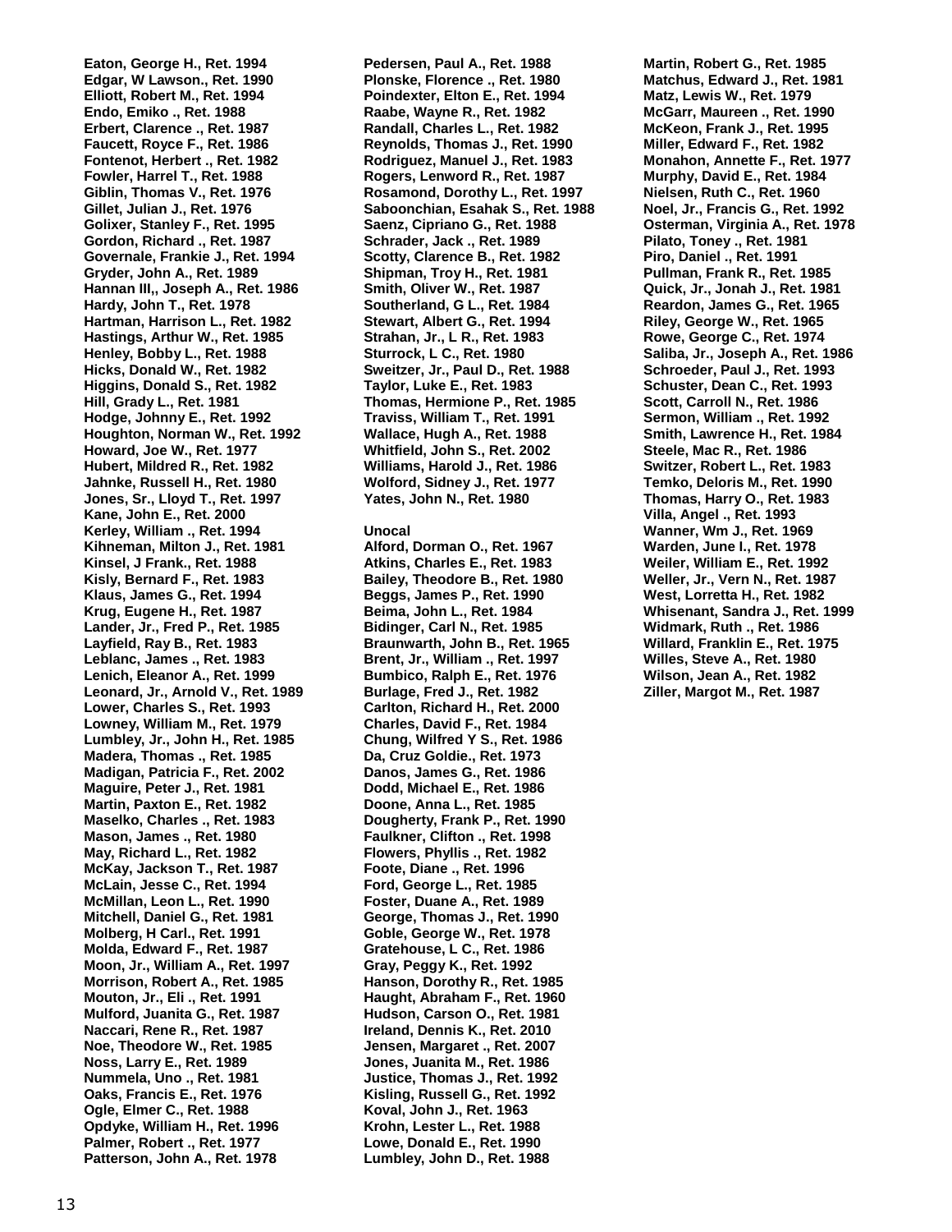**Eaton, George H., Ret. 1994**
**Edgar, W Lawson., Ret. 1990**
**Elliott, Robert M., Ret. 1994**
**Endo, Emiko ., Ret. 1988**
**Erbert, Clarence ., Ret. 1987**
**Faucett, Royce F., Ret. 1986**
**Fontenot, Herbert ., Ret. 1982**
**Fowler, Harrel T., Ret. 1988**
**Giblin, Thomas V., Ret. 1976**
**Gillet, Julian J., Ret. 1976**
**Golixer, Stanley F., Ret. 1995**
**Gordon, Richard ., Ret. 1987**
**Governale, Frankie J., Ret. 1994**
**Gryder, John A., Ret. 1989**
**Hannan III,, Joseph A., Ret. 1986**
**Hardy, John T., Ret. 1978**
**Hartman, Harrison L., Ret. 1982**
**Hastings, Arthur W., Ret. 1985**
**Henley, Bobby L., Ret. 1988**
**Hicks, Donald W., Ret. 1982**
**Higgins, Donald S., Ret. 1982**
**Hill, Grady L., Ret. 1981**
**Hodge, Johnny E., Ret. 1992**
**Houghton, Norman W., Ret. 1992**
**Howard, Joe W., Ret. 1977**
**Hubert, Mildred R., Ret. 1982**
**Jahnke, Russell H., Ret. 1980**
**Jones, Sr., Lloyd T., Ret. 1997**
**Kane, John E., Ret. 2000**
**Kerley, William ., Ret. 1994**
**Kihneman, Milton J., Ret. 1981**
**Kinsel, J Frank., Ret. 1988**
**Kisly, Bernard F., Ret. 1983**
**Klaus, James G., Ret. 1994**
**Krug, Eugene H., Ret. 1987**
**Lander, Jr., Fred P., Ret. 1985**
**Layfield, Ray B., Ret. 1983**
**Leblanc, James ., Ret. 1983**
**Lenich, Eleanor A., Ret. 1999**
**Leonard, Jr., Arnold V., Ret. 1989**
**Lower, Charles S., Ret. 1993**
**Lowney, William M., Ret. 1979**
**Lumbley, Jr., John H., Ret. 1985**
**Madera, Thomas ., Ret. 1985**
**Madigan, Patricia F., Ret. 2002**
**Maguire, Peter J., Ret. 1981**
**Martin, Paxton E., Ret. 1982**
**Maselko, Charles ., Ret. 1983**
**Mason, James ., Ret. 1980**
**May, Richard L., Ret. 1982**
**McKay, Jackson T., Ret. 1987**
**McLain, Jesse C., Ret. 1994**
**McMillan, Leon L., Ret. 1990**
**Mitchell, Daniel G., Ret. 1981**
**Molberg, H Carl., Ret. 1991**
**Molda, Edward F., Ret. 1987**
**Moon, Jr., William A., Ret. 1997**
**Morrison, Robert A., Ret. 1985**
**Mouton, Jr., Eli ., Ret. 1991**
**Mulford, Juanita G., Ret. 1987**
**Naccari, Rene R., Ret. 1987**
**Noe, Theodore W., Ret. 1985**
**Noss, Larry E., Ret. 1989**
**Nummela, Uno ., Ret. 1981**
**Oaks, Francis E., Ret. 1976**
**Ogle, Elmer C., Ret. 1988**
**Opdyke, William H., Ret. 1996**
**Palmer, Robert ., Ret. 1977**
**Patterson, John A., Ret. 1978**
**Pedersen, Paul A., Ret. 1988**
**Plonske, Florence ., Ret. 1980**
**Poindexter, Elton E., Ret. 1994**
**Raabe, Wayne R., Ret. 1982**
**Randall, Charles L., Ret. 1982**
**Reynolds, Thomas J., Ret. 1990**
**Rodriguez, Manuel J., Ret. 1983**
**Rogers, Lenword R., Ret. 1987**
**Rosamond, Dorothy L., Ret. 1997**
**Saboonchian, Esahak S., Ret. 1988**
**Saenz, Cipriano G., Ret. 1988**
**Schrader, Jack ., Ret. 1989**
**Scotty, Clarence B., Ret. 1982**
**Shipman, Troy H., Ret. 1981**
**Smith, Oliver W., Ret. 1987**
**Southerland, G L., Ret. 1984**
**Stewart, Albert G., Ret. 1994**
**Strahan, Jr., L R., Ret. 1983**
**Sturrock, L C., Ret. 1980**
**Sweitzer, Jr., Paul D., Ret. 1988**
**Taylor, Luke E., Ret. 1983**
**Thomas, Hermione P., Ret. 1985**
**Traviss, William T., Ret. 1991**
**Wallace, Hugh A., Ret. 1988**
**Whitfield, John S., Ret. 2002**
**Williams, Harold J., Ret. 1986**
**Wolford, Sidney J., Ret. 1977**
**Yates, John N., Ret. 1980**

**Unocal**
**Alford, Dorman O., Ret. 1967**
**Atkins, Charles E., Ret. 1983**
**Bailey, Theodore B., Ret. 1980**
**Beggs, James P., Ret. 1990**
**Beima, John L., Ret. 1984**
**Bidinger, Carl N., Ret. 1985**
**Braunwarth, John B., Ret. 1965**
**Brent, Jr., William ., Ret. 1997**
**Bumbico, Ralph E., Ret. 1976**
**Burlage, Fred J., Ret. 1982**
**Carlton, Richard H., Ret. 2000**
**Charles, David F., Ret. 1984**
**Chung, Wilfred Y S., Ret. 1986**
**Da, Cruz Goldie., Ret. 1973**
**Danos, James G., Ret. 1986**
**Dodd, Michael E., Ret. 1986**
**Doone, Anna L., Ret. 1985**
**Dougherty, Frank P., Ret. 1990**
**Faulkner, Clifton ., Ret. 1998**
**Flowers, Phyllis ., Ret. 1982**
**Foote, Diane ., Ret. 1996**
**Ford, George L., Ret. 1985**
**Foster, Duane A., Ret. 1989**
**George, Thomas J., Ret. 1990**
**Goble, George W., Ret. 1978**
**Gratehouse, L C., Ret. 1986**
**Gray, Peggy K., Ret. 1992**
**Hanson, Dorothy R., Ret. 1985**
**Haught, Abraham F., Ret. 1960**
**Hudson, Carson O., Ret. 1981**
**Ireland, Dennis K., Ret. 2010**
**Jensen, Margaret ., Ret. 2007**
**Jones, Juanita M., Ret. 1986**
**Justice, Thomas J., Ret. 1992**
**Kisling, Russell G., Ret. 1992**
**Koval, John J., Ret. 1963**
**Krohn, Lester L., Ret. 1988**
**Lowe, Donald E., Ret. 1990**
**Lumbley, John D., Ret. 1988**
**Martin, Robert G., Ret. 1985**
**Matchus, Edward J., Ret. 1981**
**Matz, Lewis W., Ret. 1979**
**McGarr, Maureen ., Ret. 1990**
**McKeon, Frank J., Ret. 1995**
**Miller, Edward F., Ret. 1982**
**Monahon, Annette F., Ret. 1977**
**Murphy, David E., Ret. 1984**
**Nielsen, Ruth C., Ret. 1960**
**Noel, Jr., Francis G., Ret. 1992**
**Osterman, Virginia A., Ret. 1978**
**Pilato, Toney ., Ret. 1981**
**Piro, Daniel ., Ret. 1991**
**Pullman, Frank R., Ret. 1985**
**Quick, Jr., Jonah J., Ret. 1981**
**Reardon, James G., Ret. 1965**
**Riley, George W., Ret. 1965**
**Rowe, George C., Ret. 1974**
**Saliba, Jr., Joseph A., Ret. 1986**
**Schroeder, Paul J., Ret. 1993**
**Schuster, Dean C., Ret. 1993**
**Scott, Carroll N., Ret. 1986**
**Sermon, William ., Ret. 1992**
**Smith, Lawrence H., Ret. 1984**
**Steele, Mac R., Ret. 1986**
**Switzer, Robert L., Ret. 1983**
**Temko, Deloris M., Ret. 1990**
**Thomas, Harry O., Ret. 1983**
**Villa, Angel ., Ret. 1993**
**Wanner, Wm J., Ret. 1969**
**Warden, June I., Ret. 1978**
**Weiler, William E., Ret. 1992**
**Weller, Jr., Vern N., Ret. 1987**
**West, Lorretta H., Ret. 1982**
**Whisenant, Sandra J., Ret. 1999**
**Widmark, Ruth ., Ret. 1986**
**Willard, Franklin E., Ret. 1975**
**Willes, Steve A., Ret. 1980**
**Wilson, Jean A., Ret. 1982**
**Ziller, Margot M., Ret. 1987**